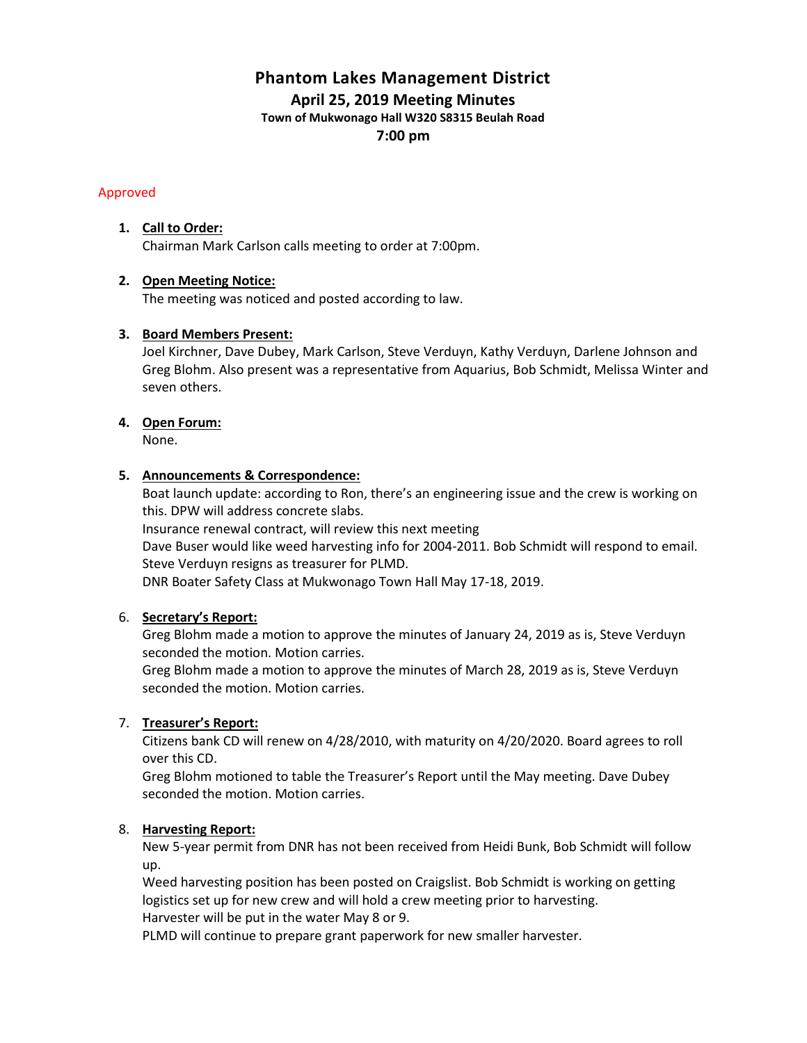// Phantom Lakes Management District

## April 25, 2019 Meeting Minutes

### Town of Mukwonago Hall W320 S8315 Beulah Road

### 7:00 pm

Approved

1. **Call to Order:**
   Chairman Mark Carlson calls meeting to order at 7:00pm.

2. **Open Meeting Notice:**
   The meeting was noticed and posted according to law.

3. **Board Members Present:**
   Joel Kirchner, Dave Dubey, Mark Carlson, Steve Verduyn, Kathy Verduyn, Darlene Johnson and Greg Blohm. Also present was a representative from Aquarius, Bob Schmidt, Melissa Winter and seven others.

4. **Open Forum:**
   None.

5. **Announcements & Correspondence:**
   Boat launch update: according to Ron, there's an engineering issue and the crew is working on this. DPW will address concrete slabs.
   Insurance renewal contract, will review this next meeting
   Dave Buser would like weed harvesting info for 2004-2011. Bob Schmidt will respond to email.
   Steve Verduyn resigns as treasurer for PLMD.
   DNR Boater Safety Class at Mukwonago Town Hall May 17-18, 2019.

6. **Secretary's Report:**
   Greg Blohm made a motion to approve the minutes of January 24, 2019 as is, Steve Verduyn seconded the motion. Motion carries.
   Greg Blohm made a motion to approve the minutes of March 28, 2019 as is, Steve Verduyn seconded the motion. Motion carries.

7. **Treasurer's Report:**
   Citizens bank CD will renew on 4/28/2010, with maturity on 4/20/2020. Board agrees to roll over this CD.
   Greg Blohm motioned to table the Treasurer's Report until the May meeting. Dave Dubey seconded the motion. Motion carries.

8. **Harvesting Report:**
   New 5-year permit from DNR has not been received from Heidi Bunk, Bob Schmidt will follow up.
   Weed harvesting position has been posted on Craigslist. Bob Schmidt is working on getting logistics set up for new crew and will hold a crew meeting prior to harvesting.
   Harvester will be put in the water May 8 or 9.
   PLMD will continue to prepare grant paperwork for new smaller harvester.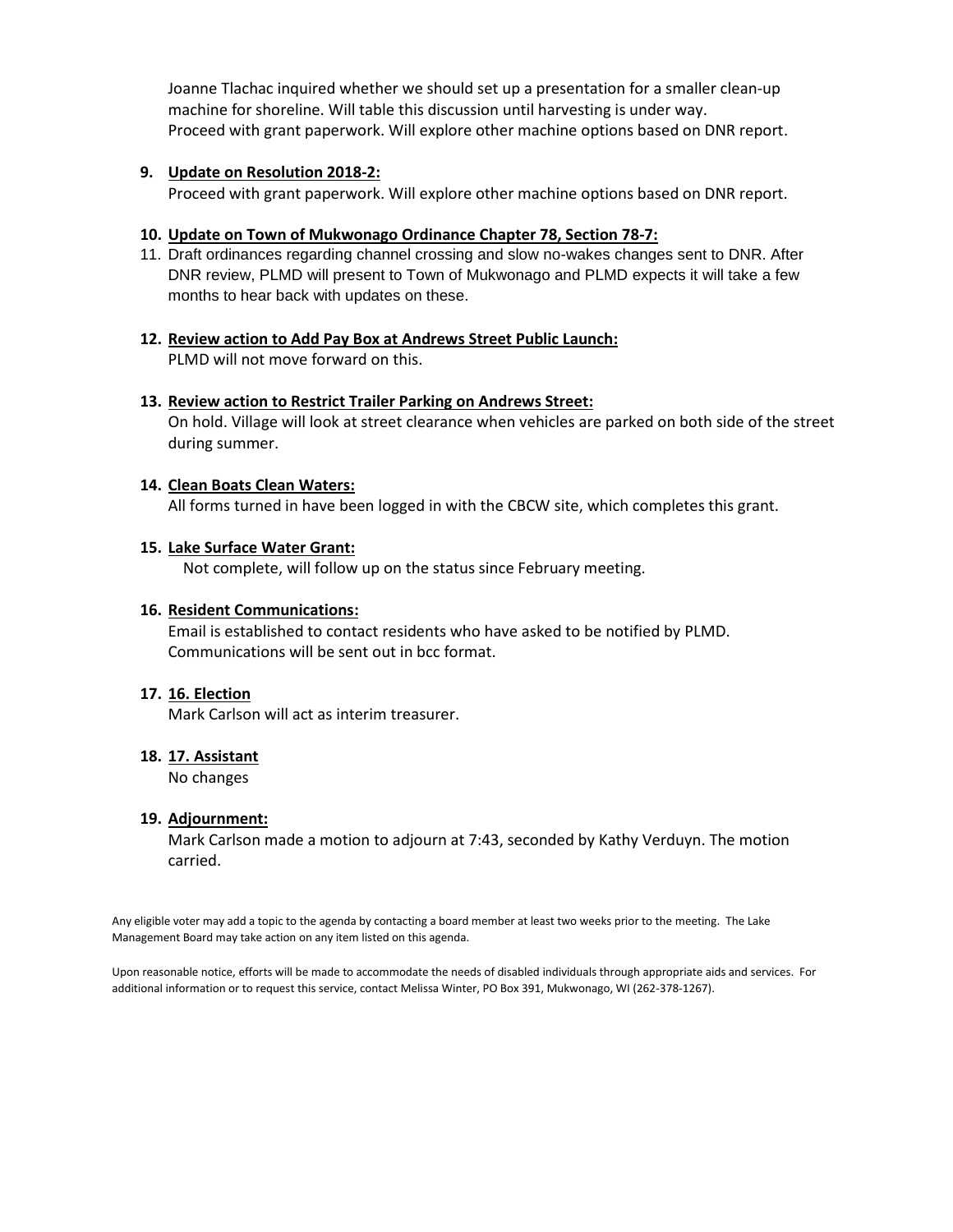Joanne Tlachac inquired whether we should set up a presentation for a smaller clean-up machine for shoreline. Will table this discussion until harvesting is under way.
Proceed with grant paperwork. Will explore other machine options based on DNR report.

9. **Update on Resolution 2018-2:**
   Proceed with grant paperwork. Will explore other machine options based on DNR report.

10. **Update on Town of Mukwonago Ordinance Chapter 78, Section 78-7:**
11. Draft ordinances regarding channel crossing and slow no-wakes changes sent to DNR. After DNR review, PLMD will present to Town of Mukwonago and PLMD expects it will take a few months to hear back with updates on these.

12. **Review action to Add Pay Box at Andrews Street Public Launch:**
    PLMD will not move forward on this.

13. **Review action to Restrict Trailer Parking on Andrews Street:**
    On hold. Village will look at street clearance when vehicles are parked on both side of the street during summer.

14. **Clean Boats Clean Waters:**
    All forms turned in have been logged in with the CBCW site, which completes this grant.

15. **Lake Surface Water Grant:**
    Not complete, will follow up on the status since February meeting.

16. **Resident Communications:**
    Email is established to contact residents who have asked to be notified by PLMD. Communications will be sent out in bcc format.

17. **16. Election**
    Mark Carlson will act as interim treasurer.

18. **17. Assistant**
    No changes

19. **Adjournment:**
    Mark Carlson made a motion to adjourn at 7:43, seconded by Kathy Verduyn. The motion carried.

Any eligible voter may add a topic to the agenda by contacting a board member at least two weeks prior to the meeting. The Lake Management Board may take action on any item listed on this agenda.

Upon reasonable notice, efforts will be made to accommodate the needs of disabled individuals through appropriate aids and services. For additional information or to request this service, contact Melissa Winter, PO Box 391, Mukwonago, WI (262-378-1267).